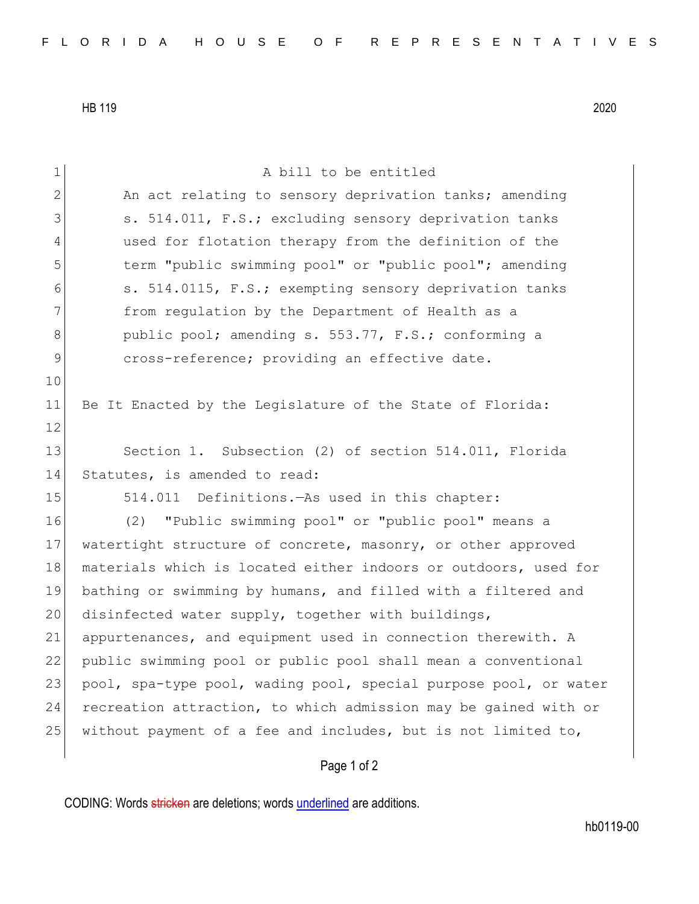HB 119 2020

A bill to be entitled

An act relating to sensory deprivation tanks; amending s. 514.011, F.S.; excluding sensory deprivation tanks used for flotation therapy from the definition of the term "public swimming pool" or "public pool"; amending s. 514.0115, F.S.; exempting sensory deprivation tanks from regulation by the Department of Health as a public pool; amending s. 553.77, F.S.; conforming a cross-reference; providing an effective date.

Be It Enacted by the Legislature of the State of Florida:

Section 1. Subsection (2) of section 514.011, Florida Statutes, is amended to read:

514.011 Definitions.—As used in this chapter:

(2) "Public swimming pool" or "public pool" means a watertight structure of concrete, masonry, or other approved materials which is located either indoors or outdoors, used for bathing or swimming by humans, and filled with a filtered and disinfected water supply, together with buildings, appurtenances, and equipment used in connection therewith. A public swimming pool or public pool shall mean a conventional pool, spa-type pool, wading pool, special purpose pool, or water recreation attraction, to which admission may be gained with or without payment of a fee and includes, but is not limited to,

CODING: Words stricken are deletions; words underlined are additions.

hb0119-00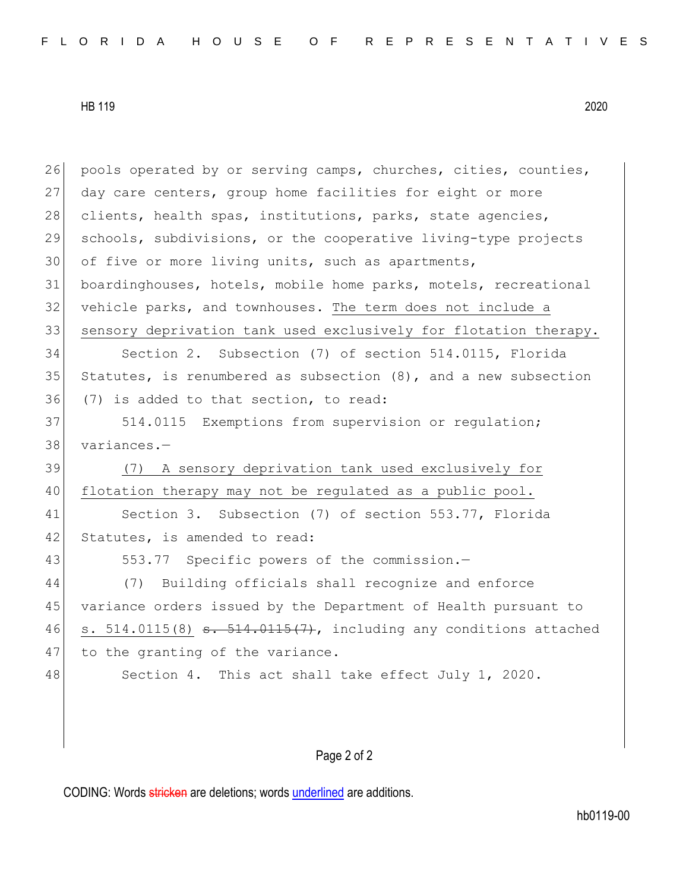pools operated by or serving camps, churches, cities, counties, day care centers, group home facilities for eight or more clients, health spas, institutions, parks, state agencies, schools, subdivisions, or the cooperative living-type projects of five or more living units, such as apartments, boardinghouses, hotels, mobile home parks, motels, recreational vehicle parks, and townhouses. <u>The term does not include a sensory deprivation tank used exclusively for flotation therapy.</u>

Section 2. Subsection (7) of section 514.0115, Florida Statutes, is renumbered as subsection (8), and a new subsection (7) is added to that section, to read:

514.0115 Exemptions from supervision or regulation; variances.—

<u>(7) A sensory deprivation tank used exclusively for flotation therapy may not be regulated as a public pool.</u>

Section 3. Subsection (7) of section 553.77, Florida Statutes, is amended to read:

553.77 Specific powers of the commission.—

(7) Building officials shall recognize and enforce variance orders issued by the Department of Health pursuant to <u>s. 514.0115(8)</u> ~~s. 514.0115(7)~~, including any conditions attached to the granting of the variance.

Section 4. This act shall take effect July 1, 2020.